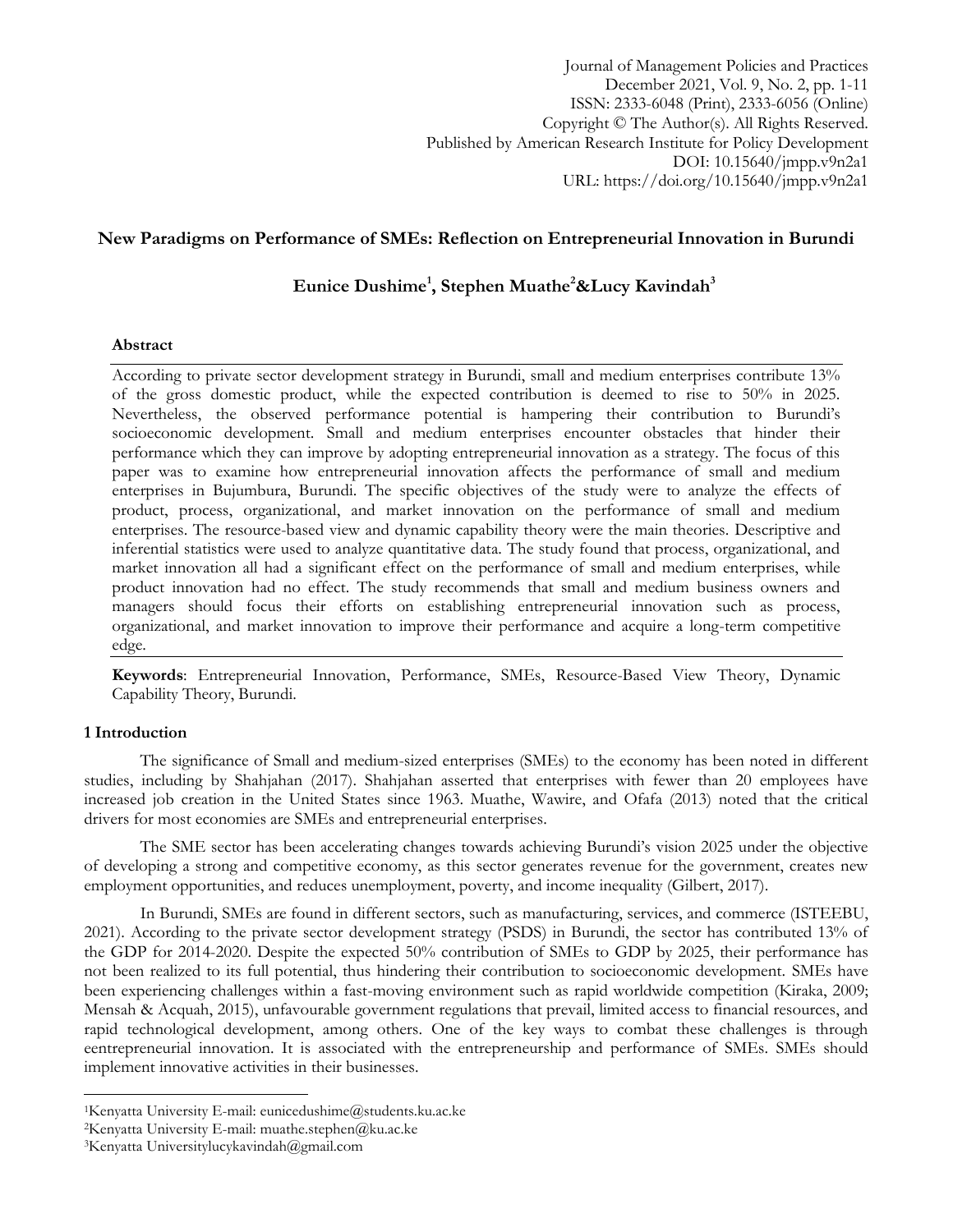# New Paradigms on Performance of SMEs: Reflection on Entrepreneurial Innovation in Burundi

**Eunice Dushime[1], Stephen Muathe[2]&Lucy Kavindah[3]**

## Abstract

According to private sector development strategy in Burundi, small and medium enterprises contribute 13% of the gross domestic product, while the expected contribution is deemed to rise to 50% in 2025. Nevertheless, the observed performance potential is hampering their contribution to Burundi's socioeconomic development. Small and medium enterprises encounter obstacles that hinder their performance which they can improve by adopting entrepreneurial innovation as a strategy. The focus of this paper was to examine how entrepreneurial innovation affects the performance of small and medium enterprises in Bujumbura, Burundi. The specific objectives of the study were to analyze the effects of product, process, organizational, and market innovation on the performance of small and medium enterprises. The resource-based view and dynamic capability theory were the main theories. Descriptive and inferential statistics were used to analyze quantitative data. The study found that process, organizational, and market innovation all had a significant effect on the performance of small and medium enterprises, while product innovation had no effect. The study recommends that small and medium business owners and managers should focus their efforts on establishing entrepreneurial innovation such as process, organizational, and market innovation to improve their performance and acquire a long-term competitive edge.

**Keywords**: Entrepreneurial Innovation, Performance, SMEs, Resource-Based View Theory, Dynamic Capability Theory, Burundi.

## 1 Introduction

The significance of Small and medium-sized enterprises (SMEs) to the economy has been noted in different studies, including by Shahjahan (2017). Shahjahan asserted that enterprises with fewer than 20 employees have increased job creation in the United States since 1963. Muathe, Wawire, and Ofafa (2013) noted that the critical drivers for most economies are SMEs and entrepreneurial enterprises.

The SME sector has been accelerating changes towards achieving Burundi's vision 2025 under the objective of developing a strong and competitive economy, as this sector generates revenue for the government, creates new employment opportunities, and reduces unemployment, poverty, and income inequality (Gilbert, 2017).

In Burundi, SMEs are found in different sectors, such as manufacturing, services, and commerce (ISTEEBU, 2021). According to the private sector development strategy (PSDS) in Burundi, the sector has contributed 13% of the GDP for 2014-2020. Despite the expected 50% contribution of SMEs to GDP by 2025, their performance has not been realized to its full potential, thus hindering their contribution to socioeconomic development. SMEs have been experiencing challenges within a fast-moving environment such as rapid worldwide competition (Kiraka, 2009; Mensah & Acquah, 2015), unfavourable government regulations that prevail, limited access to financial resources, and rapid technological development, among others. One of the key ways to combat these challenges is through eentrepreneurial innovation. It is associated with the entrepreneurship and performance of SMEs. SMEs should implement innovative activities in their businesses.

---

[1]Kenyatta University E-mail: eunicedushime@students.ku.ac.ke

[2]Kenyatta University E-mail: muathe.stephen@ku.ac.ke

[3]Kenyatta Universitylucykavindah@gmail.com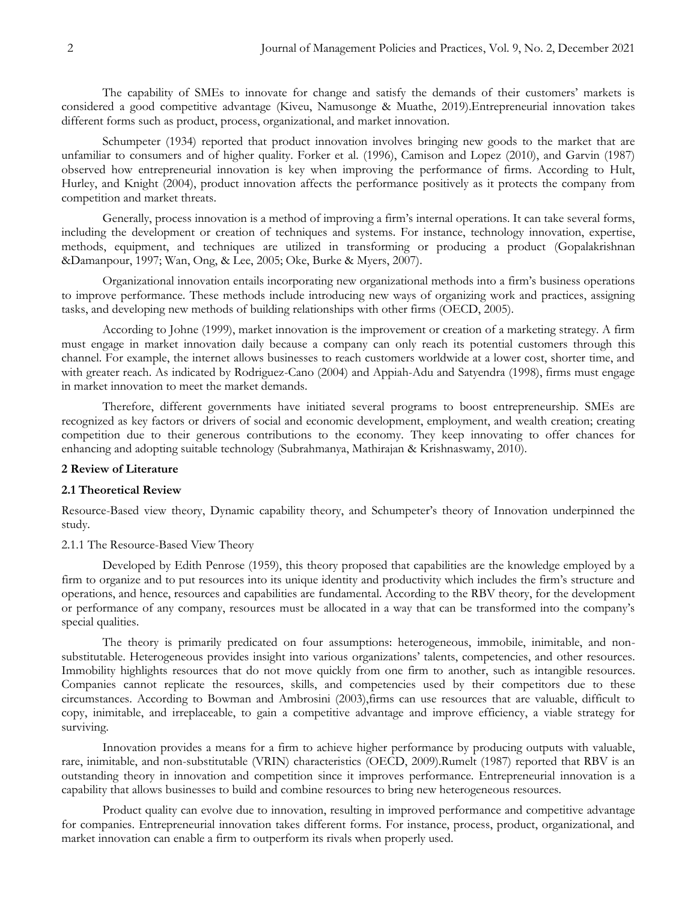The capability of SMEs to innovate for change and satisfy the demands of their customers' markets is considered a good competitive advantage (Kiveu, Namusonge & Muathe, 2019).Entrepreneurial innovation takes different forms such as product, process, organizational, and market innovation.

Schumpeter (1934) reported that product innovation involves bringing new goods to the market that are unfamiliar to consumers and of higher quality. Forker et al. (1996), Camison and Lopez (2010), and Garvin (1987) observed how entrepreneurial innovation is key when improving the performance of firms. According to Hult, Hurley, and Knight (2004), product innovation affects the performance positively as it protects the company from competition and market threats.

Generally, process innovation is a method of improving a firm's internal operations. It can take several forms, including the development or creation of techniques and systems. For instance, technology innovation, expertise, methods, equipment, and techniques are utilized in transforming or producing a product (Gopalakrishnan &Damanpour, 1997; Wan, Ong, & Lee, 2005; Oke, Burke & Myers, 2007).

Organizational innovation entails incorporating new organizational methods into a firm's business operations to improve performance. These methods include introducing new ways of organizing work and practices, assigning tasks, and developing new methods of building relationships with other firms (OECD, 2005).

According to Johne (1999), market innovation is the improvement or creation of a marketing strategy. A firm must engage in market innovation daily because a company can only reach its potential customers through this channel. For example, the internet allows businesses to reach customers worldwide at a lower cost, shorter time, and with greater reach. As indicated by Rodriguez-Cano (2004) and Appiah-Adu and Satyendra (1998), firms must engage in market innovation to meet the market demands.

Therefore, different governments have initiated several programs to boost entrepreneurship. SMEs are recognized as key factors or drivers of social and economic development, employment, and wealth creation; creating competition due to their generous contributions to the economy. They keep innovating to offer chances for enhancing and adopting suitable technology (Subrahmanya, Mathirajan & Krishnaswamy, 2010).

## 2 Review of Literature

### 2.1 Theoretical Review

Resource-Based view theory, Dynamic capability theory, and Schumpeter's theory of Innovation underpinned the study.

#### 2.1.1 The Resource-Based View Theory

Developed by Edith Penrose (1959), this theory proposed that capabilities are the knowledge employed by a firm to organize and to put resources into its unique identity and productivity which includes the firm's structure and operations, and hence, resources and capabilities are fundamental. According to the RBV theory, for the development or performance of any company, resources must be allocated in a way that can be transformed into the company's special qualities.

The theory is primarily predicated on four assumptions: heterogeneous, immobile, inimitable, and non-substitutable. Heterogeneous provides insight into various organizations' talents, competencies, and other resources. Immobility highlights resources that do not move quickly from one firm to another, such as intangible resources. Companies cannot replicate the resources, skills, and competencies used by their competitors due to these circumstances. According to Bowman and Ambrosini (2003),firms can use resources that are valuable, difficult to copy, inimitable, and irreplaceable, to gain a competitive advantage and improve efficiency, a viable strategy for surviving.

Innovation provides a means for a firm to achieve higher performance by producing outputs with valuable, rare, inimitable, and non-substitutable (VRIN) characteristics (OECD, 2009).Rumelt (1987) reported that RBV is an outstanding theory in innovation and competition since it improves performance. Entrepreneurial innovation is a capability that allows businesses to build and combine resources to bring new heterogeneous resources.

Product quality can evolve due to innovation, resulting in improved performance and competitive advantage for companies. Entrepreneurial innovation takes different forms. For instance, process, product, organizational, and market innovation can enable a firm to outperform its rivals when properly used.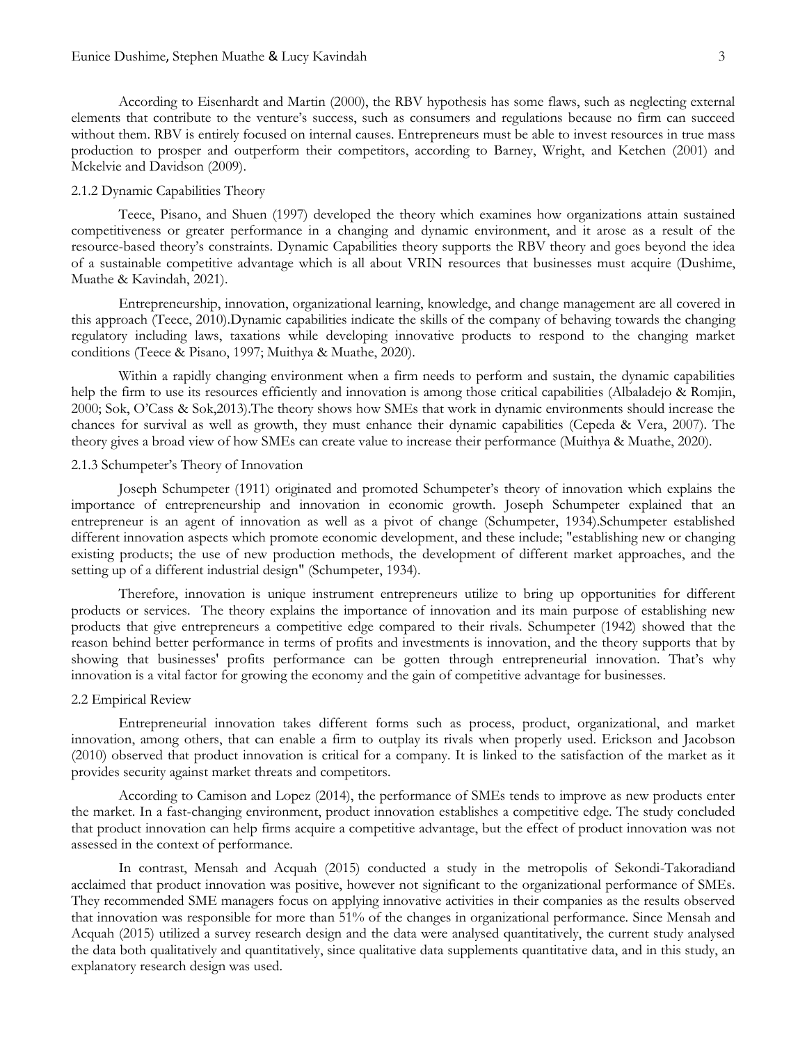According to Eisenhardt and Martin (2000), the RBV hypothesis has some flaws, such as neglecting external elements that contribute to the venture's success, such as consumers and regulations because no firm can succeed without them. RBV is entirely focused on internal causes. Entrepreneurs must be able to invest resources in true mass production to prosper and outperform their competitors, according to Barney, Wright, and Ketchen (2001) and Mckelvie and Davidson (2009).

### 2.1.2 Dynamic Capabilities Theory

Teece, Pisano, and Shuen (1997) developed the theory which examines how organizations attain sustained competitiveness or greater performance in a changing and dynamic environment, and it arose as a result of the resource-based theory's constraints. Dynamic Capabilities theory supports the RBV theory and goes beyond the idea of a sustainable competitive advantage which is all about VRIN resources that businesses must acquire (Dushime, Muathe & Kavindah, 2021).

Entrepreneurship, innovation, organizational learning, knowledge, and change management are all covered in this approach (Teece, 2010).Dynamic capabilities indicate the skills of the company of behaving towards the changing regulatory including laws, taxations while developing innovative products to respond to the changing market conditions (Teece & Pisano, 1997; Muithya & Muathe, 2020).

Within a rapidly changing environment when a firm needs to perform and sustain, the dynamic capabilities help the firm to use its resources efficiently and innovation is among those critical capabilities (Albaladejo & Romjin, 2000; Sok, O'Cass & Sok,2013).The theory shows how SMEs that work in dynamic environments should increase the chances for survival as well as growth, they must enhance their dynamic capabilities (Cepeda & Vera, 2007). The theory gives a broad view of how SMEs can create value to increase their performance (Muithya & Muathe, 2020).

### 2.1.3 Schumpeter's Theory of Innovation

Joseph Schumpeter (1911) originated and promoted Schumpeter's theory of innovation which explains the importance of entrepreneurship and innovation in economic growth. Joseph Schumpeter explained that an entrepreneur is an agent of innovation as well as a pivot of change (Schumpeter, 1934).Schumpeter established different innovation aspects which promote economic development, and these include; "establishing new or changing existing products; the use of new production methods, the development of different market approaches, and the setting up of a different industrial design" (Schumpeter, 1934).

Therefore, innovation is unique instrument entrepreneurs utilize to bring up opportunities for different products or services. The theory explains the importance of innovation and its main purpose of establishing new products that give entrepreneurs a competitive edge compared to their rivals. Schumpeter (1942) showed that the reason behind better performance in terms of profits and investments is innovation, and the theory supports that by showing that businesses' profits performance can be gotten through entrepreneurial innovation. That's why innovation is a vital factor for growing the economy and the gain of competitive advantage for businesses.

## 2.2 Empirical Review

Entrepreneurial innovation takes different forms such as process, product, organizational, and market innovation, among others, that can enable a firm to outplay its rivals when properly used. Erickson and Jacobson (2010) observed that product innovation is critical for a company. It is linked to the satisfaction of the market as it provides security against market threats and competitors.

According to Camison and Lopez (2014), the performance of SMEs tends to improve as new products enter the market. In a fast-changing environment, product innovation establishes a competitive edge. The study concluded that product innovation can help firms acquire a competitive advantage, but the effect of product innovation was not assessed in the context of performance.

In contrast, Mensah and Acquah (2015) conducted a study in the metropolis of Sekondi-Takoradiand acclaimed that product innovation was positive, however not significant to the organizational performance of SMEs. They recommended SME managers focus on applying innovative activities in their companies as the results observed that innovation was responsible for more than 51% of the changes in organizational performance. Since Mensah and Acquah (2015) utilized a survey research design and the data were analysed quantitatively, the current study analysed the data both qualitatively and quantitatively, since qualitative data supplements quantitative data, and in this study, an explanatory research design was used.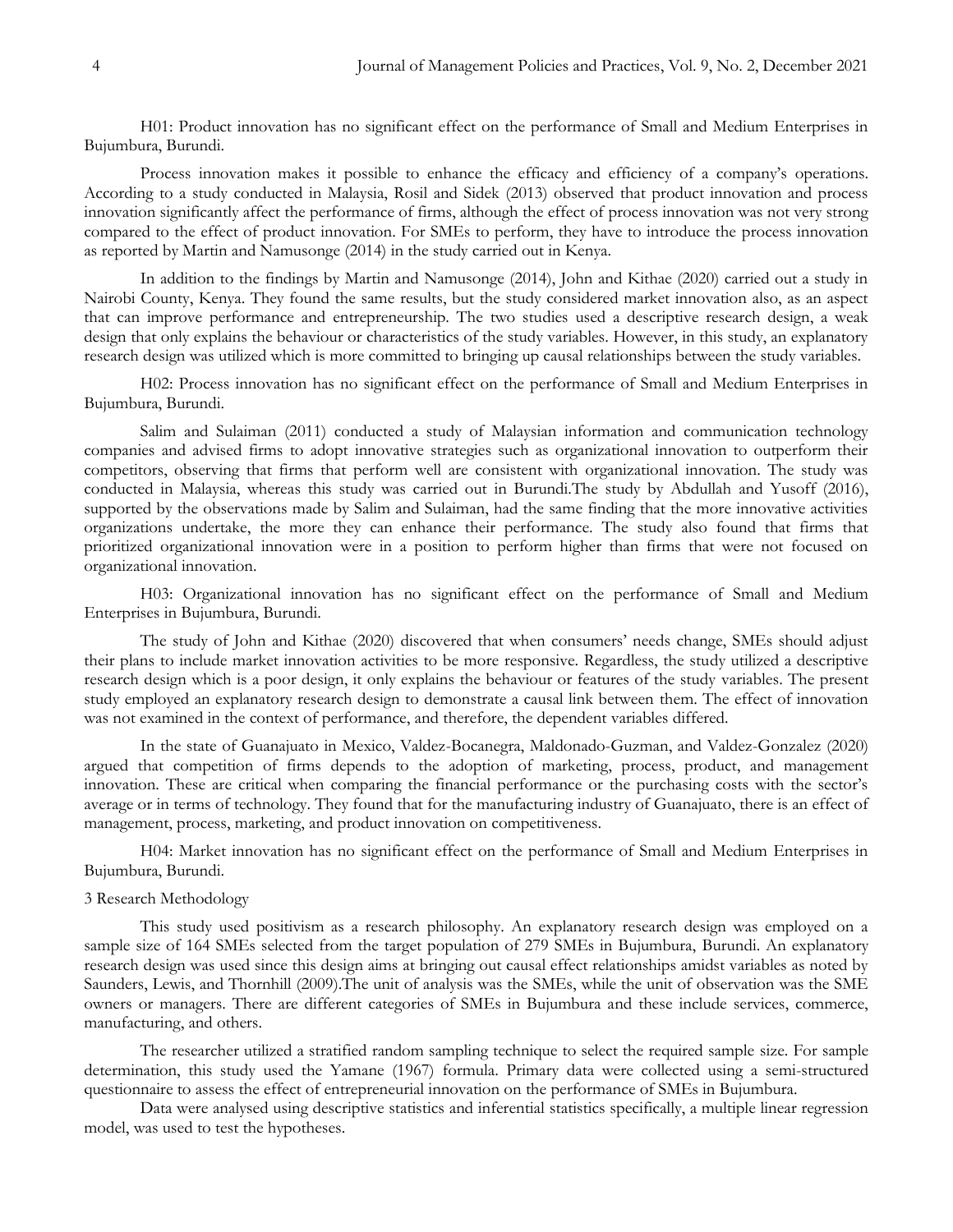H01: Product innovation has no significant effect on the performance of Small and Medium Enterprises in Bujumbura, Burundi.

Process innovation makes it possible to enhance the efficacy and efficiency of a company's operations. According to a study conducted in Malaysia, Rosil and Sidek (2013) observed that product innovation and process innovation significantly affect the performance of firms, although the effect of process innovation was not very strong compared to the effect of product innovation. For SMEs to perform, they have to introduce the process innovation as reported by Martin and Namusonge (2014) in the study carried out in Kenya.

In addition to the findings by Martin and Namusonge (2014), John and Kithae (2020) carried out a study in Nairobi County, Kenya. They found the same results, but the study considered market innovation also, as an aspect that can improve performance and entrepreneurship. The two studies used a descriptive research design, a weak design that only explains the behaviour or characteristics of the study variables. However, in this study, an explanatory research design was utilized which is more committed to bringing up causal relationships between the study variables.

H02: Process innovation has no significant effect on the performance of Small and Medium Enterprises in Bujumbura, Burundi.

Salim and Sulaiman (2011) conducted a study of Malaysian information and communication technology companies and advised firms to adopt innovative strategies such as organizational innovation to outperform their competitors, observing that firms that perform well are consistent with organizational innovation. The study was conducted in Malaysia, whereas this study was carried out in Burundi.The study by Abdullah and Yusoff (2016), supported by the observations made by Salim and Sulaiman, had the same finding that the more innovative activities organizations undertake, the more they can enhance their performance. The study also found that firms that prioritized organizational innovation were in a position to perform higher than firms that were not focused on organizational innovation.

H03: Organizational innovation has no significant effect on the performance of Small and Medium Enterprises in Bujumbura, Burundi.

The study of John and Kithae (2020) discovered that when consumers' needs change, SMEs should adjust their plans to include market innovation activities to be more responsive. Regardless, the study utilized a descriptive research design which is a poor design, it only explains the behaviour or features of the study variables. The present study employed an explanatory research design to demonstrate a causal link between them. The effect of innovation was not examined in the context of performance, and therefore, the dependent variables differed.

In the state of Guanajuato in Mexico, Valdez-Bocanegra, Maldonado-Guzman, and Valdez-Gonzalez (2020) argued that competition of firms depends to the adoption of marketing, process, product, and management innovation. These are critical when comparing the financial performance or the purchasing costs with the sector's average or in terms of technology. They found that for the manufacturing industry of Guanajuato, there is an effect of management, process, marketing, and product innovation on competitiveness.

H04: Market innovation has no significant effect on the performance of Small and Medium Enterprises in Bujumbura, Burundi.

## 3 Research Methodology

This study used positivism as a research philosophy. An explanatory research design was employed on a sample size of 164 SMEs selected from the target population of 279 SMEs in Bujumbura, Burundi. An explanatory research design was used since this design aims at bringing out causal effect relationships amidst variables as noted by Saunders, Lewis, and Thornhill (2009).The unit of analysis was the SMEs, while the unit of observation was the SME owners or managers. There are different categories of SMEs in Bujumbura and these include services, commerce, manufacturing, and others.

The researcher utilized a stratified random sampling technique to select the required sample size. For sample determination, this study used the Yamane (1967) formula. Primary data were collected using a semi-structured questionnaire to assess the effect of entrepreneurial innovation on the performance of SMEs in Bujumbura.

Data were analysed using descriptive statistics and inferential statistics specifically, a multiple linear regression model, was used to test the hypotheses.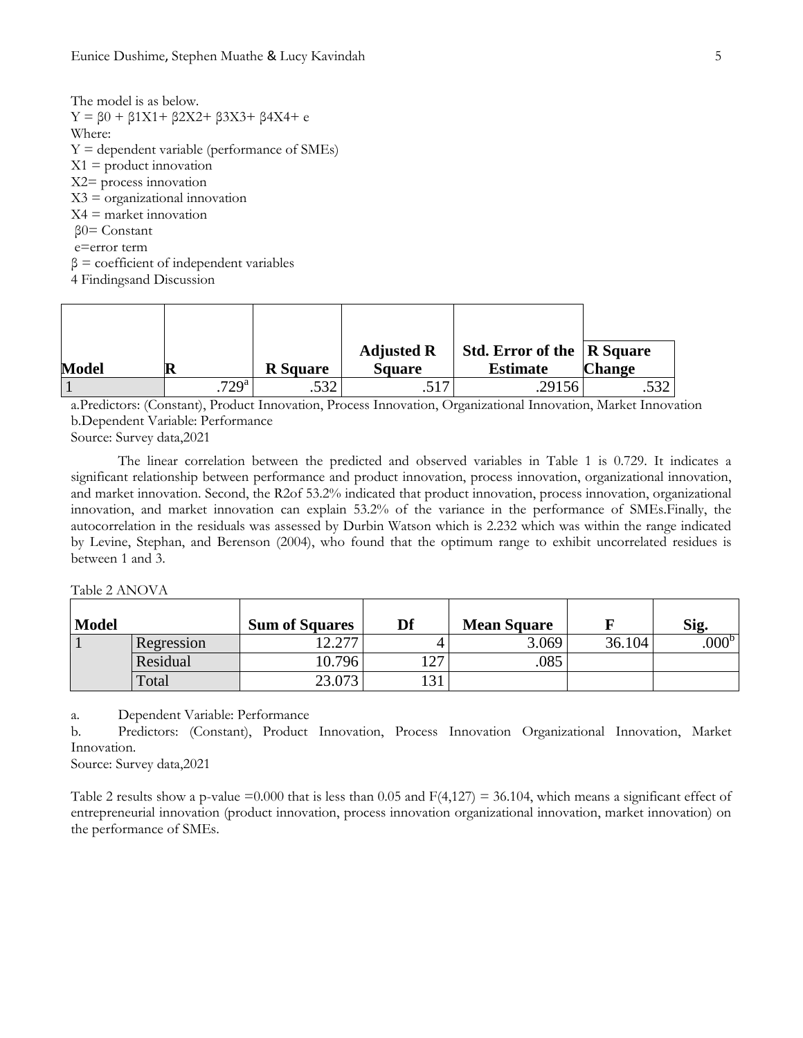The model is as below.

$Y = \beta_0 + \beta_1 X_1 + \beta_2 X_2 + \beta_3 X_3 + \beta_4 X_4 + e$

Where:

Y = dependent variable (performance of SMEs)

$X_1$ = product innovation

$X_2$ = process innovation

$X_3$ = organizational innovation

$X_4$ = market innovation

$\beta_0$ = Constant

e=error term

$\beta$ = coefficient of independent variables

## 4 Findingsand Discussion

| Model | R | R Square | Adjusted R Square | Std. Error of the Estimate | R Square Change |
|---|---|---|---|---|---|
| 1 | .729[a] | .532 | .517 | .29156 | .532 |

a.Predictors: (Constant), Product Innovation, Process Innovation, Organizational Innovation, Market Innovation

b.Dependent Variable: Performance

Source: Survey data,2021

The linear correlation between the predicted and observed variables in Table 1 is 0.729. It indicates a significant relationship between performance and product innovation, process innovation, organizational innovation, and market innovation. Second, the R2of 53.2% indicated that product innovation, process innovation, organizational innovation, and market innovation can explain 53.2% of the variance in the performance of SMEs.Finally, the autocorrelation in the residuals was assessed by Durbin Watson which is 2.232 which was within the range indicated by Levine, Stephan, and Berenson (2004), who found that the optimum range to exhibit uncorrelated residues is between 1 and 3.

Table 2 ANOVA

| Model | | Sum of Squares | Df | Mean Square | F | Sig. |
|---|---|---|---|---|---|---|
| 1 | Regression | 12.277 | 4 | 3.069 | 36.104 | .000[b] |
| | Residual | 10.796 | 127 | .085 | | |
| | Total | 23.073 | 131 | | | |

a. Dependent Variable: Performance

b. Predictors: (Constant), Product Innovation, Process Innovation Organizational Innovation, Market Innovation.

Source: Survey data,2021

Table 2 results show a p-value =0.000 that is less than 0.05 and $F(4,127) = 36.104$, which means a significant effect of entrepreneurial innovation (product innovation, process innovation organizational innovation, market innovation) on the performance of SMEs.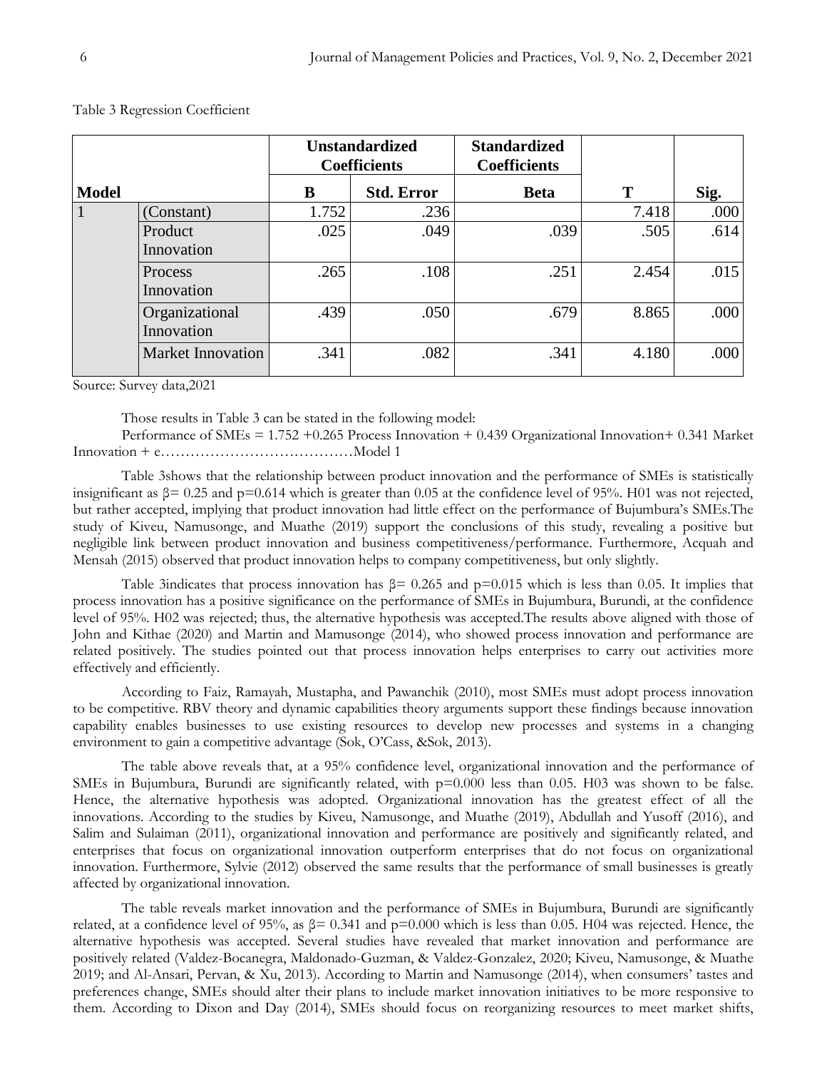Table 3 Regression Coefficient

| Model | | Unstandardized Coefficients | | Standardized Coefficients | T | Sig. |
|---|---|---|---|---|---|---|
| | | B | Std. Error | Beta | | |
| 1 | (Constant) | 1.752 | .236 | | 7.418 | .000 |
| | Product Innovation | .025 | .049 | .039 | .505 | .614 |
| | Process Innovation | .265 | .108 | .251 | 2.454 | .015 |
| | Organizational Innovation | .439 | .050 | .679 | 8.865 | .000 |
| | Market Innovation | .341 | .082 | .341 | 4.180 | .000 |

Source: Survey data,2021

Those results in Table 3 can be stated in the following model:

Performance of SMEs = 1.752 +0.265 Process Innovation + 0.439 Organizational Innovation+ 0.341 Market Innovation + e…………………………………Model 1

Table 3shows that the relationship between product innovation and the performance of SMEs is statistically insignificant as $\beta = 0.25$ and $p=0.614$ which is greater than 0.05 at the confidence level of 95%. H01 was not rejected, but rather accepted, implying that product innovation had little effect on the performance of Bujumbura's SMEs.The study of Kiveu, Namusonge, and Muathe (2019) support the conclusions of this study, revealing a positive but negligible link between product innovation and business competitiveness/performance. Furthermore, Acquah and Mensah (2015) observed that product innovation helps to company competitiveness, but only slightly.

Table 3indicates that process innovation has $\beta = 0.265$ and $p=0.015$ which is less than 0.05. It implies that process innovation has a positive significance on the performance of SMEs in Bujumbura, Burundi, at the confidence level of 95%. H02 was rejected; thus, the alternative hypothesis was accepted.The results above aligned with those of John and Kithae (2020) and Martin and Mamusonge (2014), who showed process innovation and performance are related positively. The studies pointed out that process innovation helps enterprises to carry out activities more effectively and efficiently.

According to Faiz, Ramayah, Mustapha, and Pawanchik (2010), most SMEs must adopt process innovation to be competitive. RBV theory and dynamic capabilities theory arguments support these findings because innovation capability enables businesses to use existing resources to develop new processes and systems in a changing environment to gain a competitive advantage (Sok, O'Cass, &Sok, 2013).

The table above reveals that, at a 95% confidence level, organizational innovation and the performance of SMEs in Bujumbura, Burundi are significantly related, with $p=0.000$ less than 0.05. H03 was shown to be false. Hence, the alternative hypothesis was adopted. Organizational innovation has the greatest effect of all the innovations. According to the studies by Kiveu, Namusonge, and Muathe (2019), Abdullah and Yusoff (2016), and Salim and Sulaiman (2011), organizational innovation and performance are positively and significantly related, and enterprises that focus on organizational innovation outperform enterprises that do not focus on organizational innovation. Furthermore, Sylvie (2012) observed the same results that the performance of small businesses is greatly affected by organizational innovation.

The table reveals market innovation and the performance of SMEs in Bujumbura, Burundi are significantly related, at a confidence level of 95%, as $\beta = 0.341$ and $p=0.000$ which is less than 0.05. H04 was rejected. Hence, the alternative hypothesis was accepted. Several studies have revealed that market innovation and performance are positively related (Valdez-Bocanegra, Maldonado-Guzman, & Valdez-Gonzalez, 2020; Kiveu, Namusonge, & Muathe 2019; and Al-Ansari, Pervan, & Xu, 2013). According to Martin and Namusonge (2014), when consumers' tastes and preferences change, SMEs should alter their plans to include market innovation initiatives to be more responsive to them. According to Dixon and Day (2014), SMEs should focus on reorganizing resources to meet market shifts,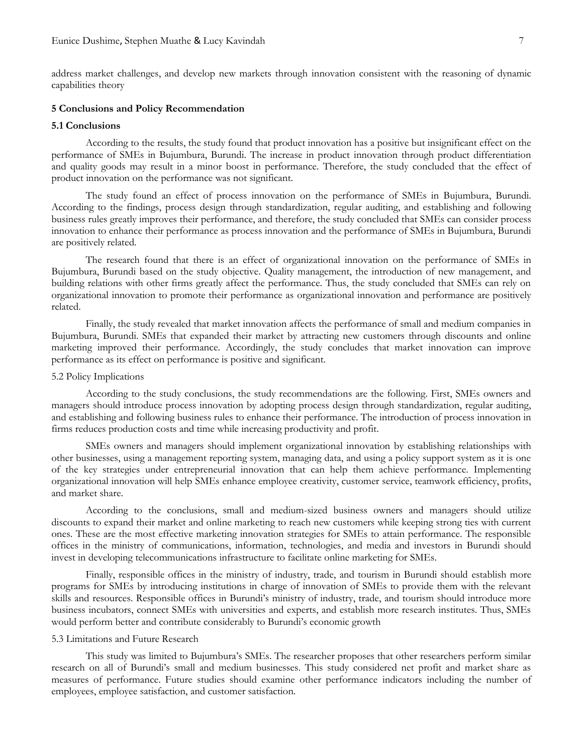address market challenges, and develop new markets through innovation consistent with the reasoning of dynamic capabilities theory

## 5 Conclusions and Policy Recommendation

### 5.1 Conclusions

According to the results, the study found that product innovation has a positive but insignificant effect on the performance of SMEs in Bujumbura, Burundi. The increase in product innovation through product differentiation and quality goods may result in a minor boost in performance. Therefore, the study concluded that the effect of product innovation on the performance was not significant.

The study found an effect of process innovation on the performance of SMEs in Bujumbura, Burundi. According to the findings, process design through standardization, regular auditing, and establishing and following business rules greatly improves their performance, and therefore, the study concluded that SMEs can consider process innovation to enhance their performance as process innovation and the performance of SMEs in Bujumbura, Burundi are positively related.

The research found that there is an effect of organizational innovation on the performance of SMEs in Bujumbura, Burundi based on the study objective. Quality management, the introduction of new management, and building relations with other firms greatly affect the performance. Thus, the study concluded that SMEs can rely on organizational innovation to promote their performance as organizational innovation and performance are positively related.

Finally, the study revealed that market innovation affects the performance of small and medium companies in Bujumbura, Burundi. SMEs that expanded their market by attracting new customers through discounts and online marketing improved their performance. Accordingly, the study concludes that market innovation can improve performance as its effect on performance is positive and significant.

### 5.2 Policy Implications

According to the study conclusions, the study recommendations are the following. First, SMEs owners and managers should introduce process innovation by adopting process design through standardization, regular auditing, and establishing and following business rules to enhance their performance. The introduction of process innovation in firms reduces production costs and time while increasing productivity and profit.

SMEs owners and managers should implement organizational innovation by establishing relationships with other businesses, using a management reporting system, managing data, and using a policy support system as it is one of the key strategies under entrepreneurial innovation that can help them achieve performance. Implementing organizational innovation will help SMEs enhance employee creativity, customer service, teamwork efficiency, profits, and market share.

According to the conclusions, small and medium-sized business owners and managers should utilize discounts to expand their market and online marketing to reach new customers while keeping strong ties with current ones. These are the most effective marketing innovation strategies for SMEs to attain performance. The responsible offices in the ministry of communications, information, technologies, and media and investors in Burundi should invest in developing telecommunications infrastructure to facilitate online marketing for SMEs.

Finally, responsible offices in the ministry of industry, trade, and tourism in Burundi should establish more programs for SMEs by introducing institutions in charge of innovation of SMEs to provide them with the relevant skills and resources. Responsible offices in Burundi's ministry of industry, trade, and tourism should introduce more business incubators, connect SMEs with universities and experts, and establish more research institutes. Thus, SMEs would perform better and contribute considerably to Burundi's economic growth

### 5.3 Limitations and Future Research

This study was limited to Bujumbura's SMEs. The researcher proposes that other researchers perform similar research on all of Burundi's small and medium businesses. This study considered net profit and market share as measures of performance. Future studies should examine other performance indicators including the number of employees, employee satisfaction, and customer satisfaction.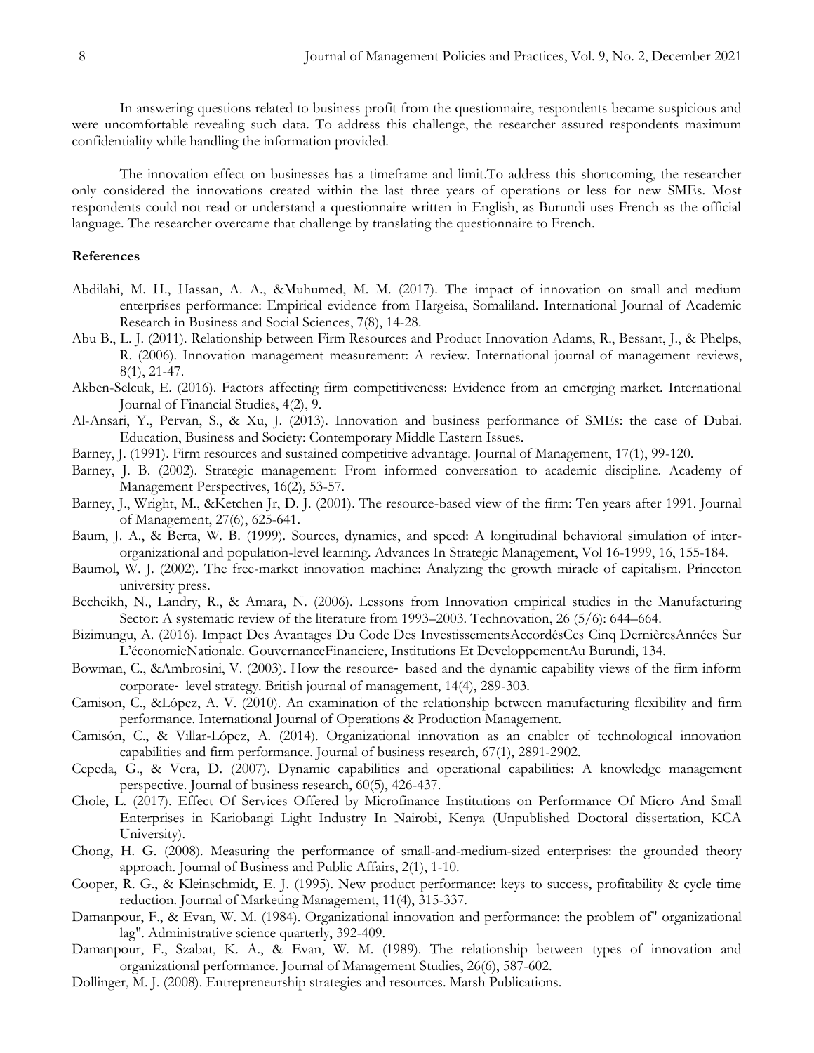In answering questions related to business profit from the questionnaire, respondents became suspicious and were uncomfortable revealing such data. To address this challenge, the researcher assured respondents maximum confidentiality while handling the information provided.

The innovation effect on businesses has a timeframe and limit.To address this shortcoming, the researcher only considered the innovations created within the last three years of operations or less for new SMEs. Most respondents could not read or understand a questionnaire written in English, as Burundi uses French as the official language. The researcher overcame that challenge by translating the questionnaire to French.

## References

Abdilahi, M. H., Hassan, A. A., &Muhumed, M. M. (2017). The impact of innovation on small and medium enterprises performance: Empirical evidence from Hargeisa, Somaliland. International Journal of Academic Research in Business and Social Sciences, 7(8), 14-28.

Abu B., L. J. (2011). Relationship between Firm Resources and Product Innovation Adams, R., Bessant, J., & Phelps, R. (2006). Innovation management measurement: A review. International journal of management reviews, 8(1), 21-47.

Akben-Selcuk, E. (2016). Factors affecting firm competitiveness: Evidence from an emerging market. International Journal of Financial Studies, 4(2), 9.

Al-Ansari, Y., Pervan, S., & Xu, J. (2013). Innovation and business performance of SMEs: the case of Dubai. Education, Business and Society: Contemporary Middle Eastern Issues.

Barney, J. (1991). Firm resources and sustained competitive advantage. Journal of Management, 17(1), 99-120.

Barney, J. B. (2002). Strategic management: From informed conversation to academic discipline. Academy of Management Perspectives, 16(2), 53-57.

Barney, J., Wright, M., &Ketchen Jr, D. J. (2001). The resource-based view of the firm: Ten years after 1991. Journal of Management, 27(6), 625-641.

Baum, J. A., & Berta, W. B. (1999). Sources, dynamics, and speed: A longitudinal behavioral simulation of inter-organizational and population-level learning. Advances In Strategic Management, Vol 16-1999, 16, 155-184.

Baumol, W. J. (2002). The free-market innovation machine: Analyzing the growth miracle of capitalism. Princeton university press.

Becheikh, N., Landry, R., & Amara, N. (2006). Lessons from Innovation empirical studies in the Manufacturing Sector: A systematic review of the literature from 1993–2003. Technovation, 26 (5/6): 644–664.

Bizimungu, A. (2016). Impact Des Avantages Du Code Des InvestissementsAccordésCes Cinq DernièresAnnées Sur L'économieNationale. GouvernanceFinanciere, Institutions Et DeveloppementAu Burundi, 134.

Bowman, C., &Ambrosini, V. (2003). How the resource‐ based and the dynamic capability views of the firm inform corporate‐ level strategy. British journal of management, 14(4), 289-303.

Camison, C., &López, A. V. (2010). An examination of the relationship between manufacturing flexibility and firm performance. International Journal of Operations & Production Management.

Camisón, C., & Villar-López, A. (2014). Organizational innovation as an enabler of technological innovation capabilities and firm performance. Journal of business research, 67(1), 2891-2902.

Cepeda, G., & Vera, D. (2007). Dynamic capabilities and operational capabilities: A knowledge management perspective. Journal of business research, 60(5), 426-437.

Chole, L. (2017). Effect Of Services Offered by Microfinance Institutions on Performance Of Micro And Small Enterprises in Kariobangi Light Industry In Nairobi, Kenya (Unpublished Doctoral dissertation, KCA University).

Chong, H. G. (2008). Measuring the performance of small-and-medium-sized enterprises: the grounded theory approach. Journal of Business and Public Affairs, 2(1), 1-10.

Cooper, R. G., & Kleinschmidt, E. J. (1995). New product performance: keys to success, profitability & cycle time reduction. Journal of Marketing Management, 11(4), 315-337.

Damanpour, F., & Evan, W. M. (1984). Organizational innovation and performance: the problem of" organizational lag". Administrative science quarterly, 392-409.

Damanpour, F., Szabat, K. A., & Evan, W. M. (1989). The relationship between types of innovation and organizational performance. Journal of Management Studies, 26(6), 587-602.

Dollinger, M. J. (2008). Entrepreneurship strategies and resources. Marsh Publications.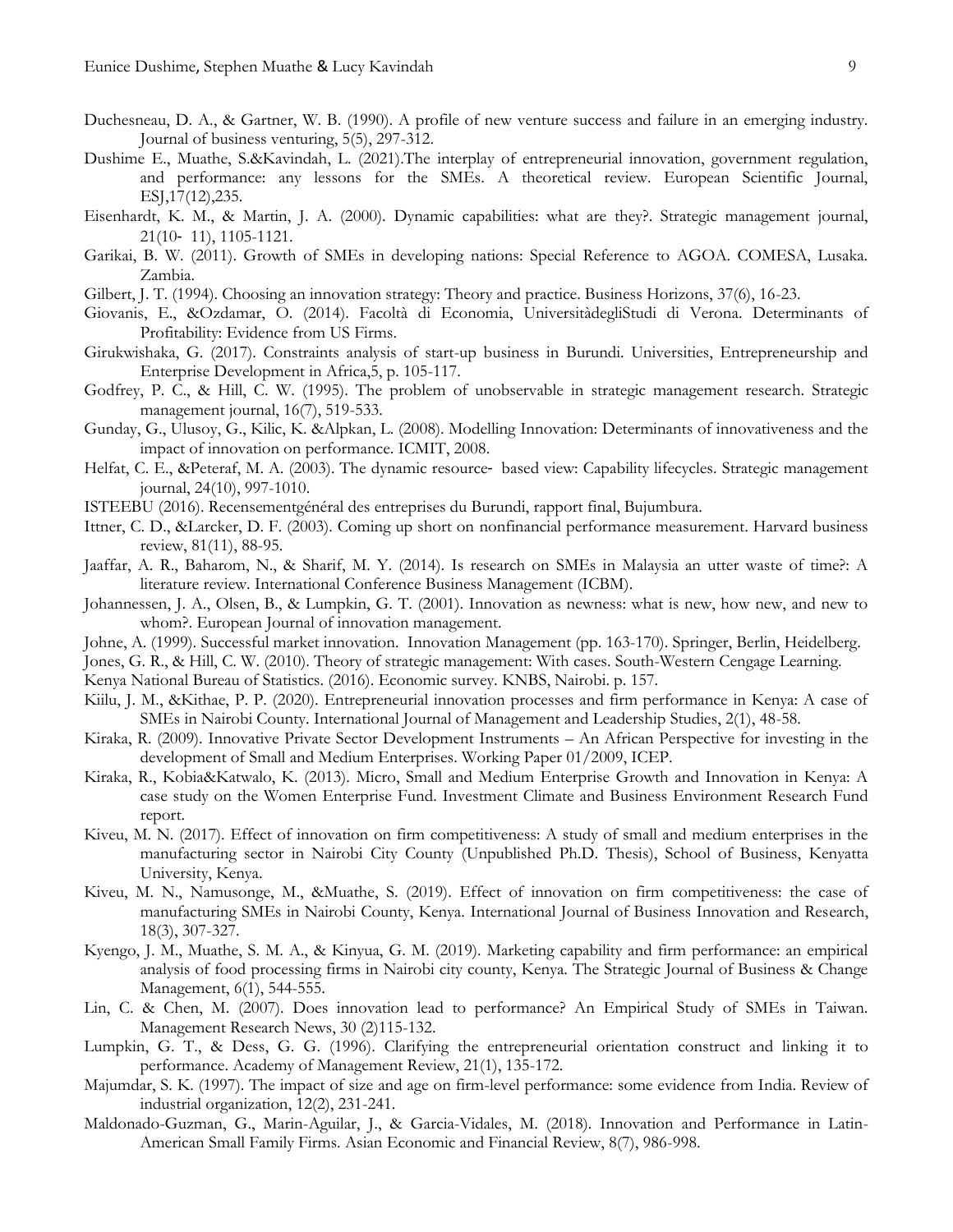Duchesneau, D. A., & Gartner, W. B. (1990). A profile of new venture success and failure in an emerging industry. Journal of business venturing, 5(5), 297-312.

Dushime E., Muathe, S.&Kavindah, L. (2021).The interplay of entrepreneurial innovation, government regulation, and performance: any lessons for the SMEs. A theoretical review. European Scientific Journal, ESJ,17(12),235.

Eisenhardt, K. M., & Martin, J. A. (2000). Dynamic capabilities: what are they?. Strategic management journal, 21(10‐ 11), 1105-1121.

Garikai, B. W. (2011). Growth of SMEs in developing nations: Special Reference to AGOA. COMESA, Lusaka. Zambia.

Gilbert, J. T. (1994). Choosing an innovation strategy: Theory and practice. Business Horizons, 37(6), 16-23.

Giovanis, E., &Ozdamar, O. (2014). Facoltà di Economia, UniversitàdegliStudi di Verona. Determinants of Profitability: Evidence from US Firms.

Girukwishaka, G. (2017). Constraints analysis of start-up business in Burundi. Universities, Entrepreneurship and Enterprise Development in Africa,5, p. 105-117.

Godfrey, P. C., & Hill, C. W. (1995). The problem of unobservable in strategic management research. Strategic management journal, 16(7), 519-533.

Gunday, G., Ulusoy, G., Kilic, K. &Alpkan, L. (2008). Modelling Innovation: Determinants of innovativeness and the impact of innovation on performance. ICMIT, 2008.

Helfat, C. E., &Peteraf, M. A. (2003). The dynamic resource‐ based view: Capability lifecycles. Strategic management journal, 24(10), 997-1010.

ISTEEBU (2016). Recensementgénéral des entreprises du Burundi, rapport final, Bujumbura.

Ittner, C. D., &Larcker, D. F. (2003). Coming up short on nonfinancial performance measurement. Harvard business review, 81(11), 88-95.

Jaaffar, A. R., Baharom, N., & Sharif, M. Y. (2014). Is research on SMEs in Malaysia an utter waste of time?: A literature review. International Conference Business Management (ICBM).

Johannessen, J. A., Olsen, B., & Lumpkin, G. T. (2001). Innovation as newness: what is new, how new, and new to whom?. European Journal of innovation management.

Johne, A. (1999). Successful market innovation. Innovation Management (pp. 163-170). Springer, Berlin, Heidelberg.

Jones, G. R., & Hill, C. W. (2010). Theory of strategic management: With cases. South-Western Cengage Learning.

Kenya National Bureau of Statistics. (2016). Economic survey. KNBS, Nairobi. p. 157.

Kiilu, J. M., &Kithae, P. P. (2020). Entrepreneurial innovation processes and firm performance in Kenya: A case of SMEs in Nairobi County. International Journal of Management and Leadership Studies, 2(1), 48-58.

Kiraka, R. (2009). Innovative Private Sector Development Instruments – An African Perspective for investing in the development of Small and Medium Enterprises. Working Paper 01/2009, ICEP.

Kiraka, R., Kobia&Katwalo, K. (2013). Micro, Small and Medium Enterprise Growth and Innovation in Kenya: A case study on the Women Enterprise Fund. Investment Climate and Business Environment Research Fund report.

Kiveu, M. N. (2017). Effect of innovation on firm competitiveness: A study of small and medium enterprises in the manufacturing sector in Nairobi City County (Unpublished Ph.D. Thesis), School of Business, Kenyatta University, Kenya.

Kiveu, M. N., Namusonge, M., &Muathe, S. (2019). Effect of innovation on firm competitiveness: the case of manufacturing SMEs in Nairobi County, Kenya. International Journal of Business Innovation and Research, 18(3), 307-327.

Kyengo, J. M., Muathe, S. M. A., & Kinyua, G. M. (2019). Marketing capability and firm performance: an empirical analysis of food processing firms in Nairobi city county, Kenya. The Strategic Journal of Business & Change Management, 6(1), 544-555.

Lin, C. & Chen, M. (2007). Does innovation lead to performance? An Empirical Study of SMEs in Taiwan. Management Research News, 30 (2)115-132.

Lumpkin, G. T., & Dess, G. G. (1996). Clarifying the entrepreneurial orientation construct and linking it to performance. Academy of Management Review, 21(1), 135-172.

Majumdar, S. K. (1997). The impact of size and age on firm-level performance: some evidence from India. Review of industrial organization, 12(2), 231-241.

Maldonado-Guzman, G., Marin-Aguilar, J., & Garcia-Vidales, M. (2018). Innovation and Performance in Latin-American Small Family Firms. Asian Economic and Financial Review, 8(7), 986-998.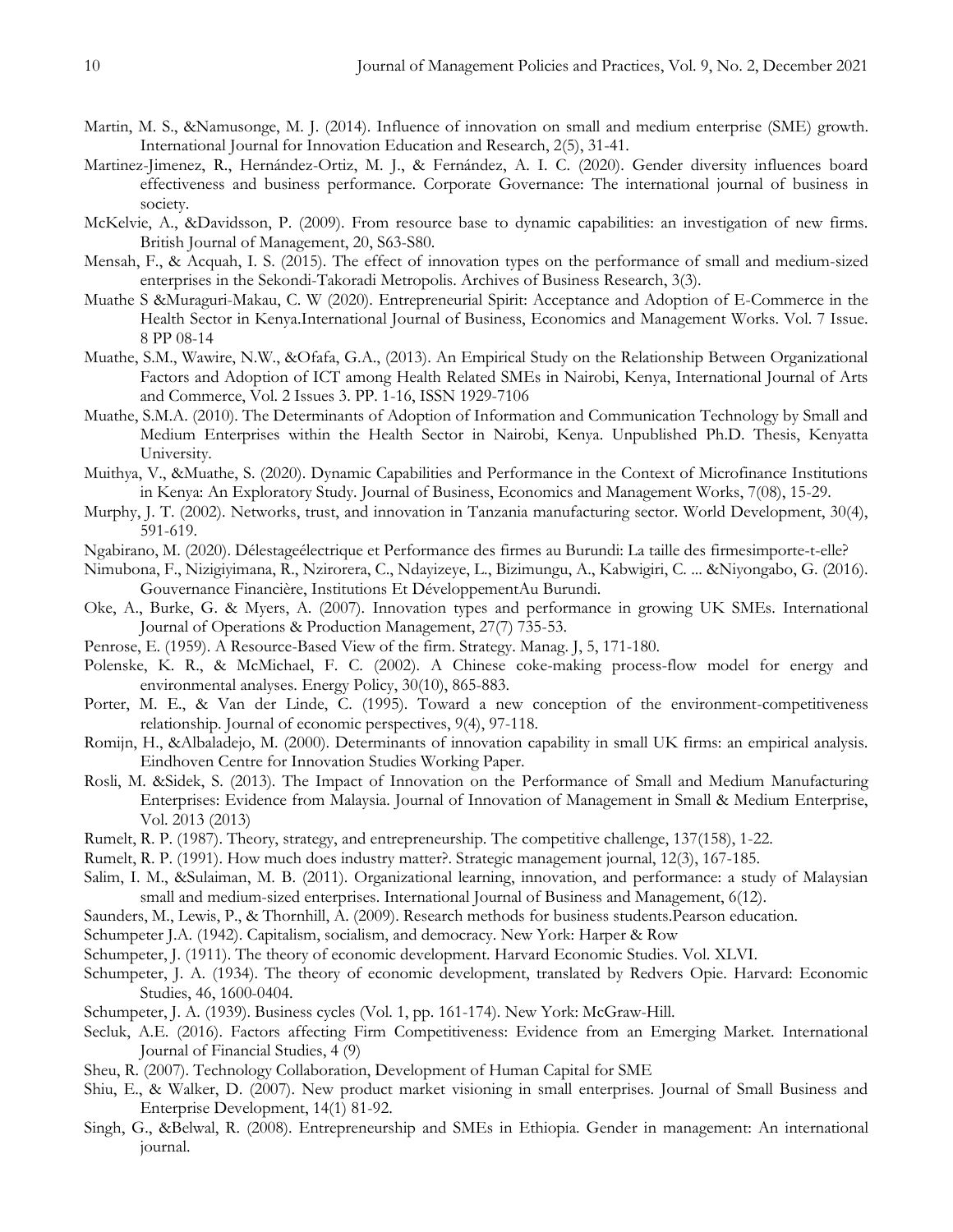Martin, M. S., &Namusonge, M. J. (2014). Influence of innovation on small and medium enterprise (SME) growth. International Journal for Innovation Education and Research, 2(5), 31-41.

Martinez-Jimenez, R., Hernández-Ortiz, M. J., & Fernández, A. I. C. (2020). Gender diversity influences board effectiveness and business performance. Corporate Governance: The international journal of business in society.

McKelvie, A., &Davidsson, P. (2009). From resource base to dynamic capabilities: an investigation of new firms. British Journal of Management, 20, S63-S80.

Mensah, F., & Acquah, I. S. (2015). The effect of innovation types on the performance of small and medium-sized enterprises in the Sekondi-Takoradi Metropolis. Archives of Business Research, 3(3).

Muathe S &Muraguri-Makau, C. W (2020). Entrepreneurial Spirit: Acceptance and Adoption of E-Commerce in the Health Sector in Kenya.International Journal of Business, Economics and Management Works. Vol. 7 Issue. 8 PP 08-14

Muathe, S.M., Wawire, N.W., &Ofafa, G.A., (2013). An Empirical Study on the Relationship Between Organizational Factors and Adoption of ICT among Health Related SMEs in Nairobi, Kenya, International Journal of Arts and Commerce, Vol. 2 Issues 3. PP. 1-16, ISSN 1929-7106

Muathe, S.M.A. (2010). The Determinants of Adoption of Information and Communication Technology by Small and Medium Enterprises within the Health Sector in Nairobi, Kenya. Unpublished Ph.D. Thesis, Kenyatta University.

Muithya, V., &Muathe, S. (2020). Dynamic Capabilities and Performance in the Context of Microfinance Institutions in Kenya: An Exploratory Study. Journal of Business, Economics and Management Works, 7(08), 15-29.

Murphy, J. T. (2002). Networks, trust, and innovation in Tanzania manufacturing sector. World Development, 30(4), 591-619.

Ngabirano, M. (2020). Délestageélectrique et Performance des firmes au Burundi: La taille des firmesimporte-t-elle?

Nimubona, F., Nizigiyimana, R., Nzirorera, C., Ndayizeye, L., Bizimungu, A., Kabwigiri, C. ... &Niyongabo, G. (2016). Gouvernance Financière, Institutions Et DéveloppementAu Burundi.

Oke, A., Burke, G. & Myers, A. (2007). Innovation types and performance in growing UK SMEs. International Journal of Operations & Production Management, 27(7) 735-53.

Penrose, E. (1959). A Resource-Based View of the firm. Strategy. Manag. J, 5, 171-180.

Polenske, K. R., & McMichael, F. C. (2002). A Chinese coke-making process-flow model for energy and environmental analyses. Energy Policy, 30(10), 865-883.

Porter, M. E., & Van der Linde, C. (1995). Toward a new conception of the environment-competitiveness relationship. Journal of economic perspectives, 9(4), 97-118.

Romijn, H., &Albaladejo, M. (2000). Determinants of innovation capability in small UK firms: an empirical analysis. Eindhoven Centre for Innovation Studies Working Paper.

Rosli, M. &Sidek, S. (2013). The Impact of Innovation on the Performance of Small and Medium Manufacturing Enterprises: Evidence from Malaysia. Journal of Innovation of Management in Small & Medium Enterprise, Vol. 2013 (2013)

Rumelt, R. P. (1987). Theory, strategy, and entrepreneurship. The competitive challenge, 137(158), 1-22.

Rumelt, R. P. (1991). How much does industry matter?. Strategic management journal, 12(3), 167-185.

Salim, I. M., &Sulaiman, M. B. (2011). Organizational learning, innovation, and performance: a study of Malaysian small and medium-sized enterprises. International Journal of Business and Management, 6(12).

Saunders, M., Lewis, P., & Thornhill, A. (2009). Research methods for business students.Pearson education.

Schumpeter J.A. (1942). Capitalism, socialism, and democracy. New York: Harper & Row

Schumpeter, J. (1911). The theory of economic development. Harvard Economic Studies. Vol. XLVI.

Schumpeter, J. A. (1934). The theory of economic development, translated by Redvers Opie. Harvard: Economic Studies, 46, 1600-0404.

Schumpeter, J. A. (1939). Business cycles (Vol. 1, pp. 161-174). New York: McGraw-Hill.

Secluk, A.E. (2016). Factors affecting Firm Competitiveness: Evidence from an Emerging Market. International Journal of Financial Studies, 4 (9)

Sheu, R. (2007). Technology Collaboration, Development of Human Capital for SME

Shiu, E., & Walker, D. (2007). New product market visioning in small enterprises. Journal of Small Business and Enterprise Development, 14(1) 81-92.

Singh, G., &Belwal, R. (2008). Entrepreneurship and SMEs in Ethiopia. Gender in management: An international journal.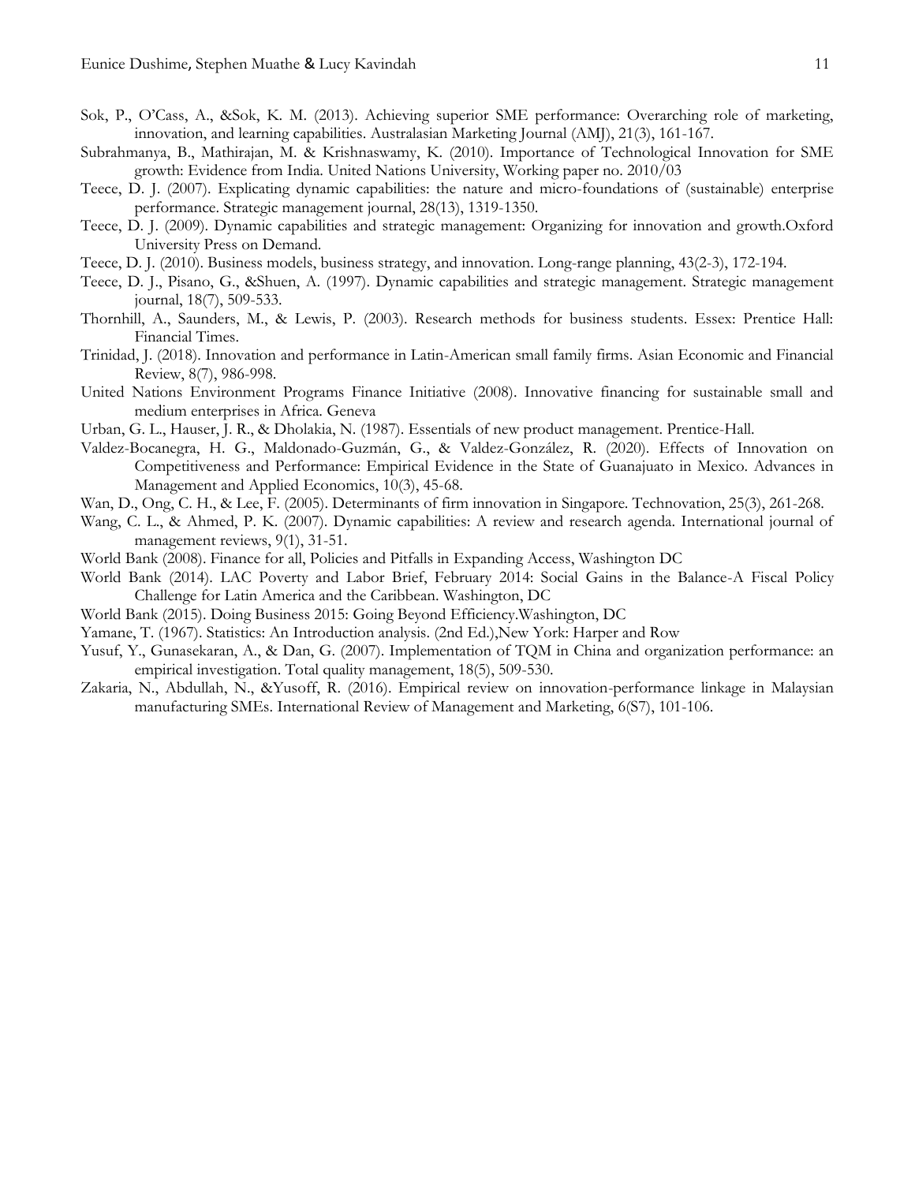Sok, P., O'Cass, A., &Sok, K. M. (2013). Achieving superior SME performance: Overarching role of marketing, innovation, and learning capabilities. Australasian Marketing Journal (AMJ), 21(3), 161-167.

Subrahmanya, B., Mathirajan, M. & Krishnaswamy, K. (2010). Importance of Technological Innovation for SME growth: Evidence from India. United Nations University, Working paper no. 2010/03

Teece, D. J. (2007). Explicating dynamic capabilities: the nature and micro-foundations of (sustainable) enterprise performance. Strategic management journal, 28(13), 1319-1350.

Teece, D. J. (2009). Dynamic capabilities and strategic management: Organizing for innovation and growth.Oxford University Press on Demand.

Teece, D. J. (2010). Business models, business strategy, and innovation. Long-range planning, 43(2-3), 172-194.

Teece, D. J., Pisano, G., &Shuen, A. (1997). Dynamic capabilities and strategic management. Strategic management journal, 18(7), 509-533.

Thornhill, A., Saunders, M., & Lewis, P. (2003). Research methods for business students. Essex: Prentice Hall: Financial Times.

Trinidad, J. (2018). Innovation and performance in Latin-American small family firms. Asian Economic and Financial Review, 8(7), 986-998.

United Nations Environment Programs Finance Initiative (2008). Innovative financing for sustainable small and medium enterprises in Africa. Geneva

Urban, G. L., Hauser, J. R., & Dholakia, N. (1987). Essentials of new product management. Prentice-Hall.

Valdez-Bocanegra, H. G., Maldonado-Guzmán, G., & Valdez-González, R. (2020). Effects of Innovation on Competitiveness and Performance: Empirical Evidence in the State of Guanajuato in Mexico. Advances in Management and Applied Economics, 10(3), 45-68.

Wan, D., Ong, C. H., & Lee, F. (2005). Determinants of firm innovation in Singapore. Technovation, 25(3), 261-268.

Wang, C. L., & Ahmed, P. K. (2007). Dynamic capabilities: A review and research agenda. International journal of management reviews, 9(1), 31-51.

World Bank (2008). Finance for all, Policies and Pitfalls in Expanding Access, Washington DC

World Bank (2014). LAC Poverty and Labor Brief, February 2014: Social Gains in the Balance-A Fiscal Policy Challenge for Latin America and the Caribbean. Washington, DC

World Bank (2015). Doing Business 2015: Going Beyond Efficiency.Washington, DC

Yamane, T. (1967). Statistics: An Introduction analysis. (2nd Ed.),New York: Harper and Row

Yusuf, Y., Gunasekaran, A., & Dan, G. (2007). Implementation of TQM in China and organization performance: an empirical investigation. Total quality management, 18(5), 509-530.

Zakaria, N., Abdullah, N., &Yusoff, R. (2016). Empirical review on innovation-performance linkage in Malaysian manufacturing SMEs. International Review of Management and Marketing, 6(S7), 101-106.